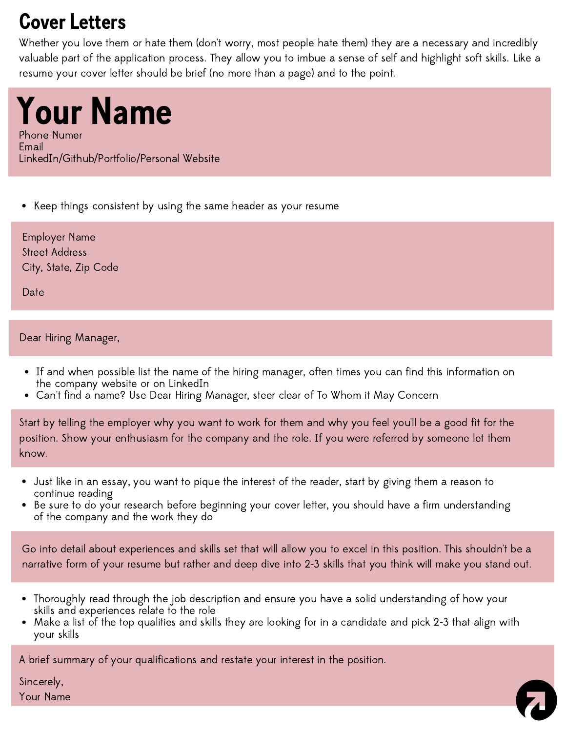# Cover Letters

Whether you love them or hate them (don't worry, most people hate them) they are a necessary and incredibly valuable part of the application process. They allow you to imbue a sense of self and highlight soft skills. Like a resume your cover letter should be brief (no more than a page) and to the point.

## Your Name

Phone Numer
Email
LinkedIn/Github/Portfolio/Personal Website

- Keep things consistent by using the same header as your resume

Employer Name
Street Address
City, State, Zip Code

Date

Dear Hiring Manager,

- If and when possible list the name of the hiring manager, often times you can find this information on the company website or on LinkedIn
- Can't find a name? Use Dear Hiring Manager, steer clear of To Whom it May Concern

Start by telling the employer why you want to work for them and why you feel you'll be a good fit for the position. Show your enthusiasm for the company and the role. If you were referred by someone let them know.

- Just like in an essay, you want to pique the interest of the reader, start by giving them a reason to continue reading
- Be sure to do your research before beginning your cover letter, you should have a firm understanding of the company and the work they do

Go into detail about experiences and skills set that will allow you to excel in this position. This shouldn't be a narrative form of your resume but rather and deep dive into 2-3 skills that you think will make you stand out.

- Thoroughly read through the job description and ensure you have a solid understanding of how your skills and experiences relate to the role
- Make a list of the top qualities and skills they are looking for in a candidate and pick 2-3 that align with your skills

A brief summary of your qualifications and restate your interest in the position.

Sincerely,
Your Name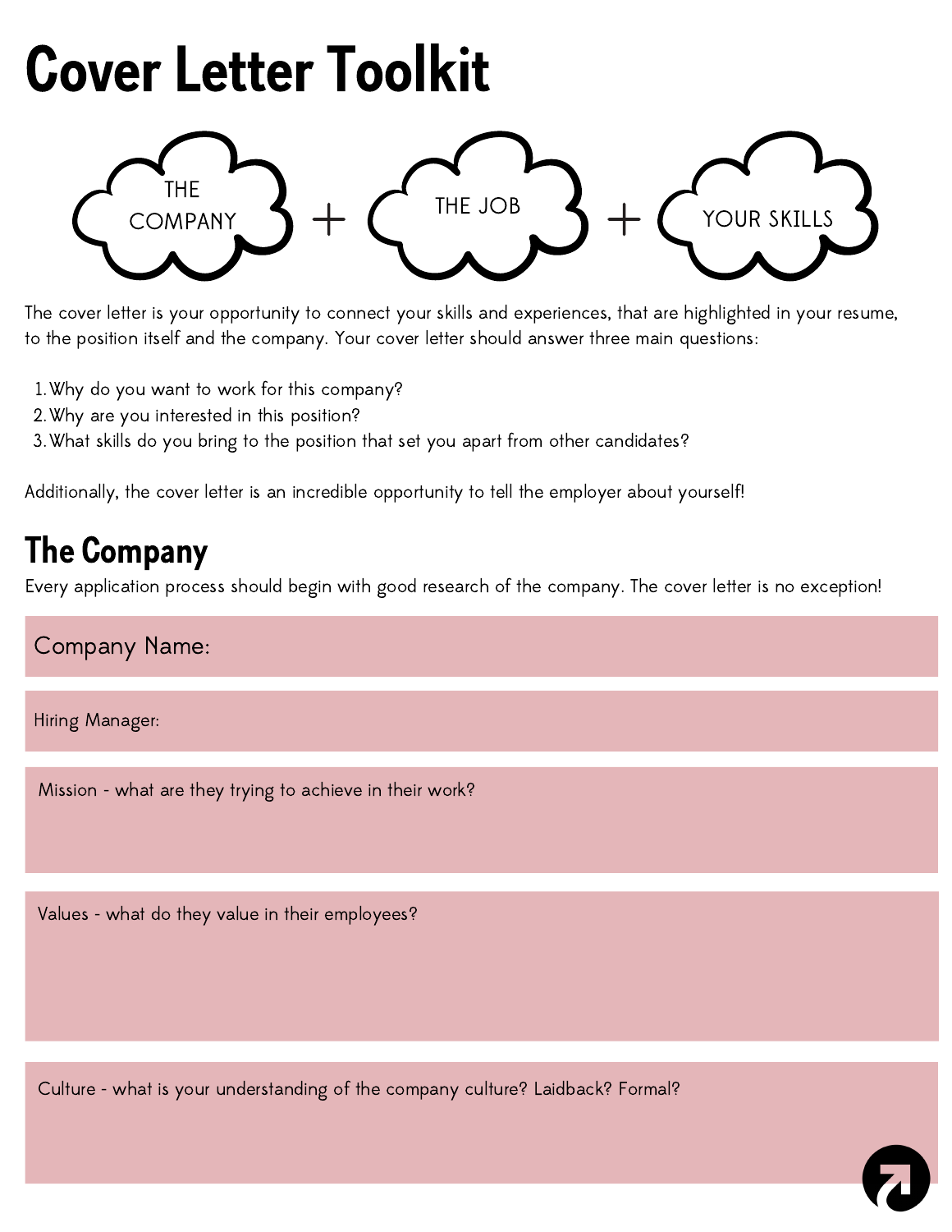# Cover Letter Toolkit

THE COMPANY + THE JOB + YOUR SKILLS

The cover letter is your opportunity to connect your skills and experiences, that are highlighted in your resume, to the position itself and the company. Your cover letter should answer three main questions:

1. Why do you want to work for this company?
2. Why are you interested in this position?
3. What skills do you bring to the position that set you apart from other candidates?

Additionally, the cover letter is an incredible opportunity to tell the employer about yourself!

## The Company

Every application process should begin with good research of the company. The cover letter is no exception!

Company Name:

Hiring Manager:

Mission - what are they trying to achieve in their work?

Values - what do they value in their employees?

Culture - what is your understanding of the company culture? Laidback? Formal?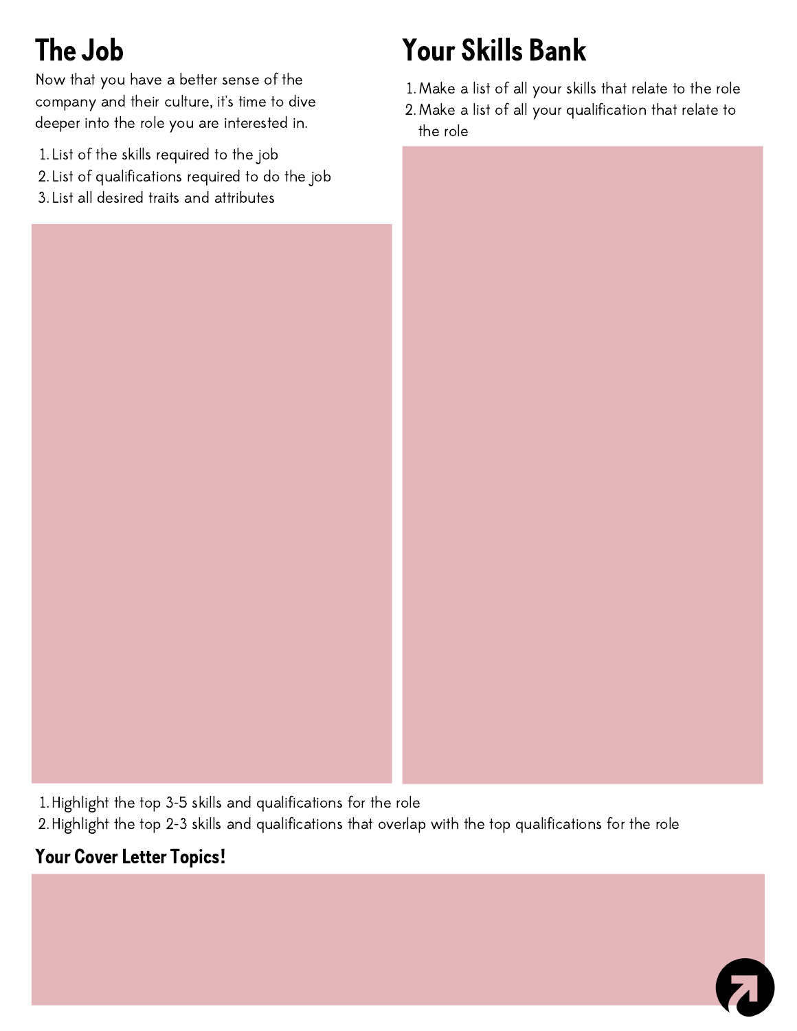## The Job

Now that you have a better sense of the company and their culture, it's time to dive deeper into the role you are interested in.

1. List of the skills required to the job
2. List of qualifications required to do the job
3. List all desired traits and attributes

## Your Skills Bank

1. Make a list of all your skills that relate to the role
2. Make a list of all your qualification that relate to the role

---

1. Highlight the top 3-5 skills and qualifications for the role
2. Highlight the top 2-3 skills and qualifications that overlap with the top qualifications for the role

### Your Cover Letter Topics!